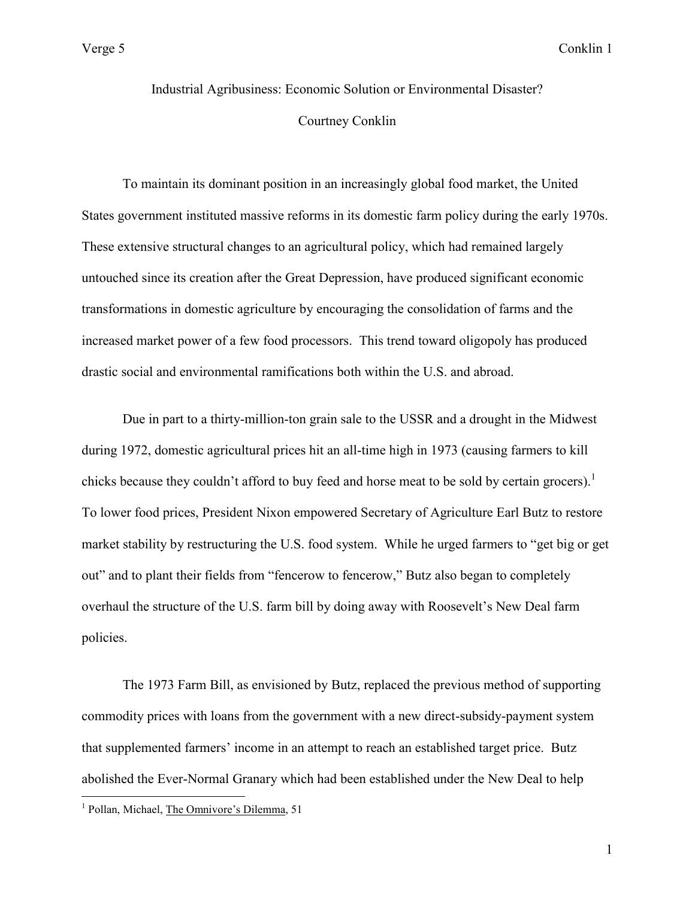# Industrial Agribusiness: Economic Solution or Environmental Disaster?

Courtney Conklin

To maintain its dominant position in an increasingly global food market, the United States government instituted massive reforms in its domestic farm policy during the early 1970s. These extensive structural changes to an agricultural policy, which had remained largely untouched since its creation after the Great Depression, have produced significant economic transformations in domestic agriculture by encouraging the consolidation of farms and the increased market power of a few food processors. This trend toward oligopoly has produced drastic social and environmental ramifications both within the U.S. and abroad.

Due in part to a thirty-million-ton grain sale to the USSR and a drought in the Midwest during 1972, domestic agricultural prices hit an all-time high in 1973 (causing farmers to kill chicks because they couldn't afford to buy feed and horse meat to be sold by certain grocers).[1] To lower food prices, President Nixon empowered Secretary of Agriculture Earl Butz to restore market stability by restructuring the U.S. food system. While he urged farmers to "get big or get out" and to plant their fields from "fencerow to fencerow," Butz also began to completely overhaul the structure of the U.S. farm bill by doing away with Roosevelt's New Deal farm policies.

The 1973 Farm Bill, as envisioned by Butz, replaced the previous method of supporting commodity prices with loans from the government with a new direct-subsidy-payment system that supplemented farmers' income in an attempt to reach an established target price. Butz abolished the Ever-Normal Granary which had been established under the New Deal to help

[1] Pollan, Michael, The Omnivore's Dilemma, 51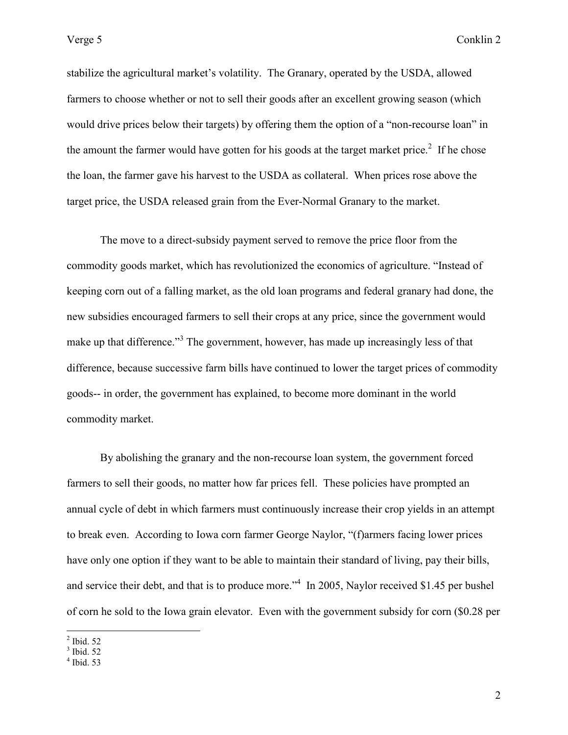stabilize the agricultural market's volatility. The Granary, operated by the USDA, allowed farmers to choose whether or not to sell their goods after an excellent growing season (which would drive prices below their targets) by offering them the option of a "non-recourse loan" in the amount the farmer would have gotten for his goods at the target market price.[2] If he chose the loan, the farmer gave his harvest to the USDA as collateral. When prices rose above the target price, the USDA released grain from the Ever-Normal Granary to the market.

The move to a direct-subsidy payment served to remove the price floor from the commodity goods market, which has revolutionized the economics of agriculture. "Instead of keeping corn out of a falling market, as the old loan programs and federal granary had done, the new subsidies encouraged farmers to sell their crops at any price, since the government would make up that difference."[3] The government, however, has made up increasingly less of that difference, because successive farm bills have continued to lower the target prices of commodity goods-- in order, the government has explained, to become more dominant in the world commodity market.

By abolishing the granary and the non-recourse loan system, the government forced farmers to sell their goods, no matter how far prices fell. These policies have prompted an annual cycle of debt in which farmers must continuously increase their crop yields in an attempt to break even. According to Iowa corn farmer George Naylor, "(f)armers facing lower prices have only one option if they want to be able to maintain their standard of living, pay their bills, and service their debt, and that is to produce more."[4] In 2005, Naylor received $1.45 per bushel of corn he sold to the Iowa grain elevator. Even with the government subsidy for corn ($0.28 per

---

[2] Ibid. 52
[3] Ibid. 52
[4] Ibid. 53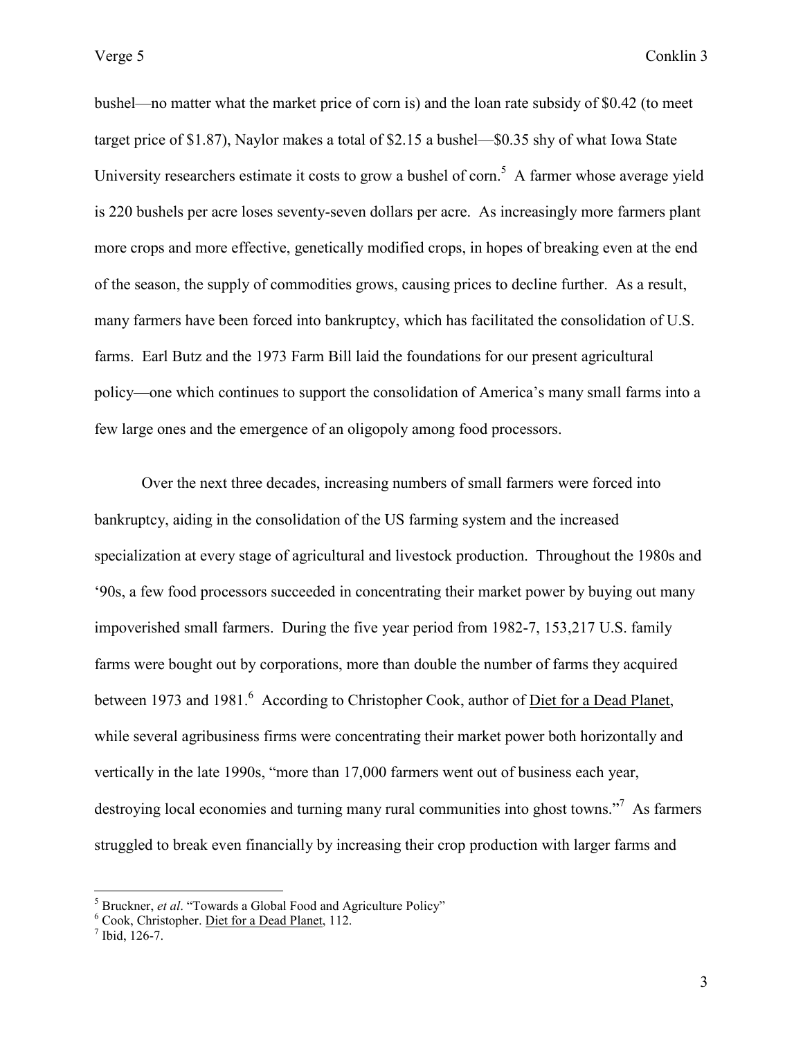bushel—no matter what the market price of corn is) and the loan rate subsidy of $0.42 (to meet target price of $1.87), Naylor makes a total of $2.15 a bushel—$0.35 shy of what Iowa State University researchers estimate it costs to grow a bushel of corn.[5] A farmer whose average yield is 220 bushels per acre loses seventy-seven dollars per acre. As increasingly more farmers plant more crops and more effective, genetically modified crops, in hopes of breaking even at the end of the season, the supply of commodities grows, causing prices to decline further. As a result, many farmers have been forced into bankruptcy, which has facilitated the consolidation of U.S. farms. Earl Butz and the 1973 Farm Bill laid the foundations for our present agricultural policy—one which continues to support the consolidation of America's many small farms into a few large ones and the emergence of an oligopoly among food processors.

Over the next three decades, increasing numbers of small farmers were forced into bankruptcy, aiding in the consolidation of the US farming system and the increased specialization at every stage of agricultural and livestock production. Throughout the 1980s and '90s, a few food processors succeeded in concentrating their market power by buying out many impoverished small farmers. During the five year period from 1982-7, 153,217 U.S. family farms were bought out by corporations, more than double the number of farms they acquired between 1973 and 1981.[6] According to Christopher Cook, author of Diet for a Dead Planet, while several agribusiness firms were concentrating their market power both horizontally and vertically in the late 1990s, "more than 17,000 farmers went out of business each year, destroying local economies and turning many rural communities into ghost towns."[7] As farmers struggled to break even financially by increasing their crop production with larger farms and

---

[5] Bruckner, *et al*. "Towards a Global Food and Agriculture Policy"

[6] Cook, Christopher. Diet for a Dead Planet, 112.

[7] Ibid, 126-7.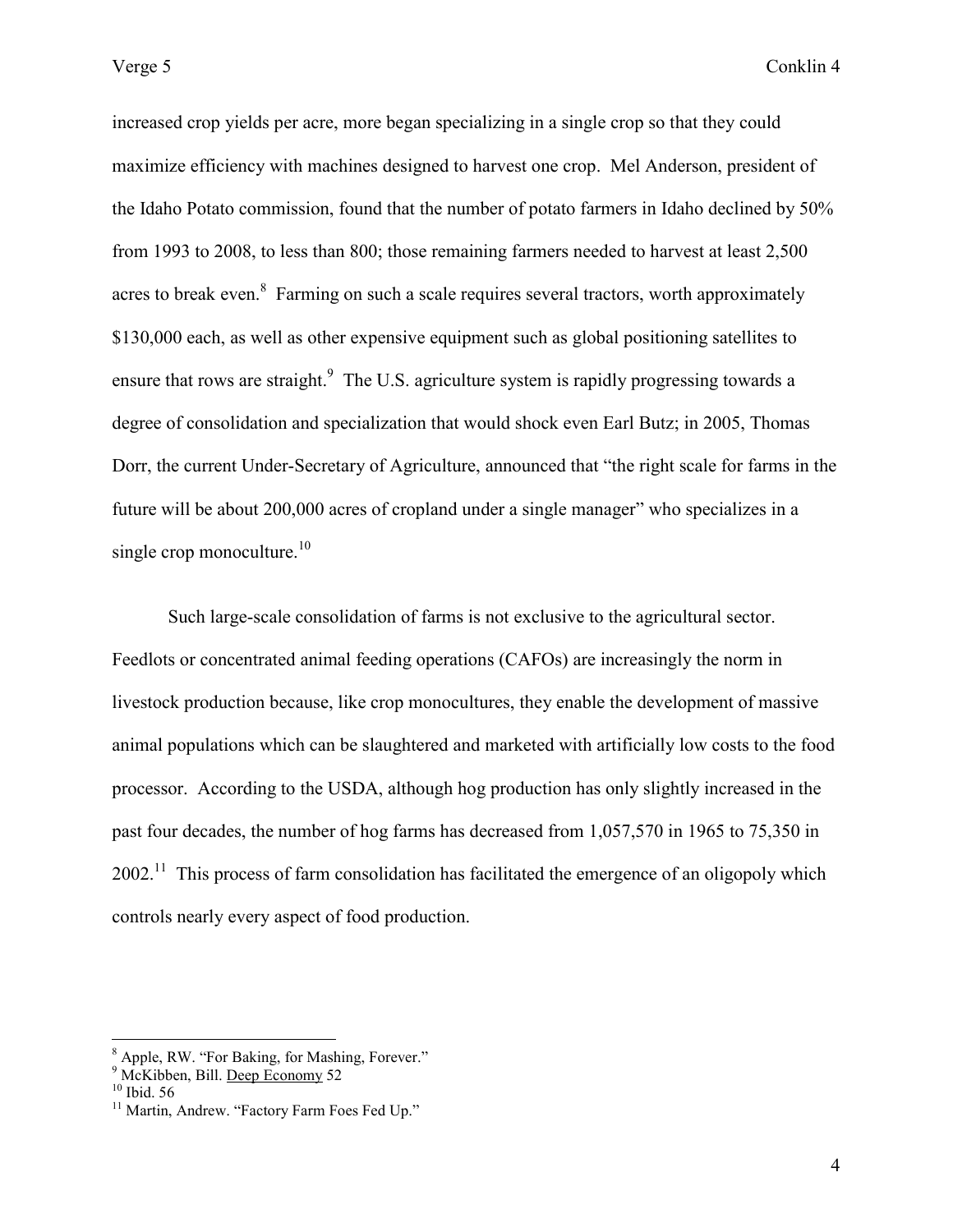increased crop yields per acre, more began specializing in a single crop so that they could maximize efficiency with machines designed to harvest one crop. Mel Anderson, president of the Idaho Potato commission, found that the number of potato farmers in Idaho declined by 50% from 1993 to 2008, to less than 800; those remaining farmers needed to harvest at least 2,500 acres to break even.[8] Farming on such a scale requires several tractors, worth approximately $130,000 each, as well as other expensive equipment such as global positioning satellites to ensure that rows are straight.[9] The U.S. agriculture system is rapidly progressing towards a degree of consolidation and specialization that would shock even Earl Butz; in 2005, Thomas Dorr, the current Under-Secretary of Agriculture, announced that "the right scale for farms in the future will be about 200,000 acres of cropland under a single manager" who specializes in a single crop monoculture.[10]

Such large-scale consolidation of farms is not exclusive to the agricultural sector. Feedlots or concentrated animal feeding operations (CAFOs) are increasingly the norm in livestock production because, like crop monocultures, they enable the development of massive animal populations which can be slaughtered and marketed with artificially low costs to the food processor. According to the USDA, although hog production has only slightly increased in the past four decades, the number of hog farms has decreased from 1,057,570 in 1965 to 75,350 in 2002.[11] This process of farm consolidation has facilitated the emergence of an oligopoly which controls nearly every aspect of food production.

---

[8] Apple, RW. "For Baking, for Mashing, Forever."
[9] McKibben, Bill. Deep Economy 52
[10] Ibid. 56
[11] Martin, Andrew. "Factory Farm Foes Fed Up."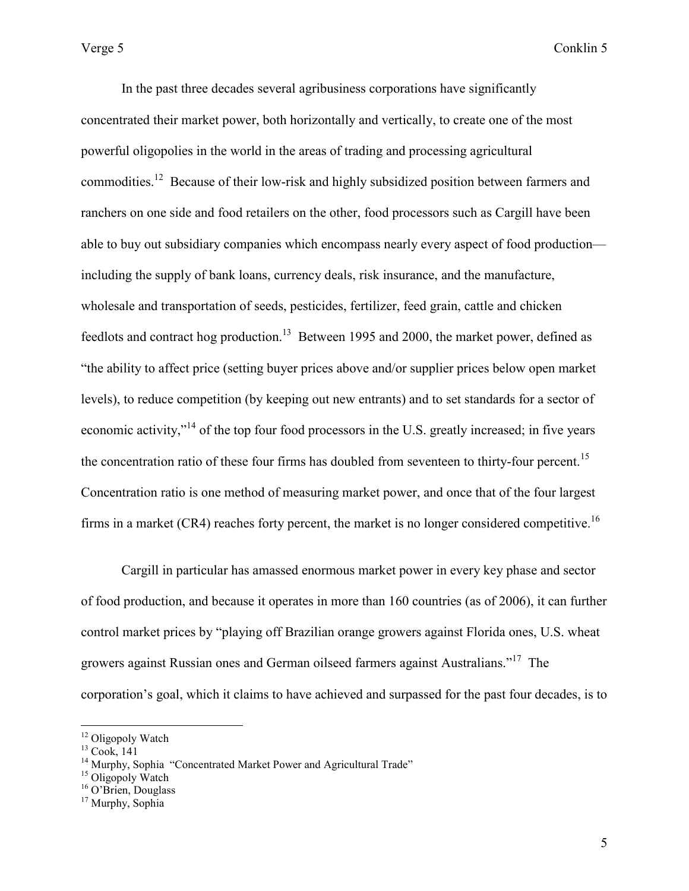In the past three decades several agribusiness corporations have significantly concentrated their market power, both horizontally and vertically, to create one of the most powerful oligopolies in the world in the areas of trading and processing agricultural commodities.[12] Because of their low-risk and highly subsidized position between farmers and ranchers on one side and food retailers on the other, food processors such as Cargill have been able to buy out subsidiary companies which encompass nearly every aspect of food production—including the supply of bank loans, currency deals, risk insurance, and the manufacture, wholesale and transportation of seeds, pesticides, fertilizer, feed grain, cattle and chicken feedlots and contract hog production.[13] Between 1995 and 2000, the market power, defined as "the ability to affect price (setting buyer prices above and/or supplier prices below open market levels), to reduce competition (by keeping out new entrants) and to set standards for a sector of economic activity,"[14] of the top four food processors in the U.S. greatly increased; in five years the concentration ratio of these four firms has doubled from seventeen to thirty-four percent.[15] Concentration ratio is one method of measuring market power, and once that of the four largest firms in a market (CR4) reaches forty percent, the market is no longer considered competitive.[16]

Cargill in particular has amassed enormous market power in every key phase and sector of food production, and because it operates in more than 160 countries (as of 2006), it can further control market prices by "playing off Brazilian orange growers against Florida ones, U.S. wheat growers against Russian ones and German oilseed farmers against Australians."[17] The corporation's goal, which it claims to have achieved and surpassed for the past four decades, is to

[12] Oligopoly Watch
[13] Cook, 141
[14] Murphy, Sophia "Concentrated Market Power and Agricultural Trade"
[15] Oligopoly Watch
[16] O'Brien, Douglass
[17] Murphy, Sophia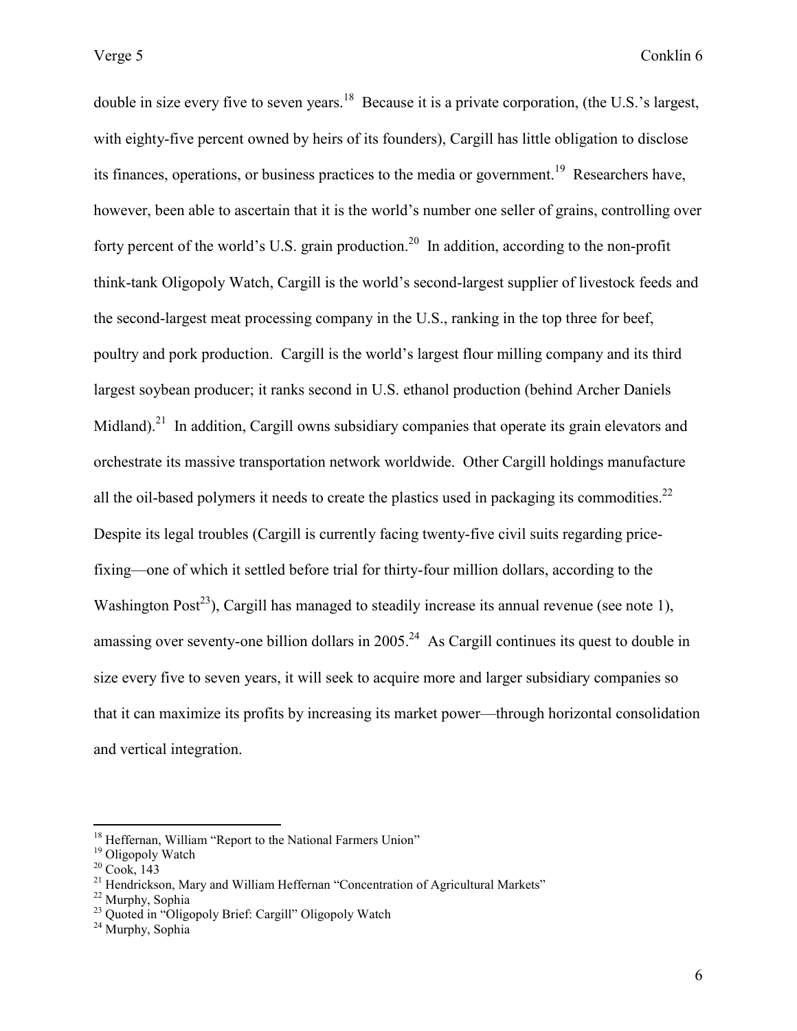double in size every five to seven years.[18] Because it is a private corporation, (the U.S.'s largest, with eighty-five percent owned by heirs of its founders), Cargill has little obligation to disclose its finances, operations, or business practices to the media or government.[19] Researchers have, however, been able to ascertain that it is the world's number one seller of grains, controlling over forty percent of the world's U.S. grain production.[20] In addition, according to the non-profit think-tank Oligopoly Watch, Cargill is the world's second-largest supplier of livestock feeds and the second-largest meat processing company in the U.S., ranking in the top three for beef, poultry and pork production. Cargill is the world's largest flour milling company and its third largest soybean producer; it ranks second in U.S. ethanol production (behind Archer Daniels Midland).[21] In addition, Cargill owns subsidiary companies that operate its grain elevators and orchestrate its massive transportation network worldwide. Other Cargill holdings manufacture all the oil-based polymers it needs to create the plastics used in packaging its commodities.[22] Despite its legal troubles (Cargill is currently facing twenty-five civil suits regarding price-fixing—one of which it settled before trial for thirty-four million dollars, according to the Washington Post[23]), Cargill has managed to steadily increase its annual revenue (see note 1), amassing over seventy-one billion dollars in 2005.[24] As Cargill continues its quest to double in size every five to seven years, it will seek to acquire more and larger subsidiary companies so that it can maximize its profits by increasing its market power—through horizontal consolidation and vertical integration.

---

[18] Heffernan, William "Report to the National Farmers Union"

[19] Oligopoly Watch

[20] Cook, 143

[21] Hendrickson, Mary and William Heffernan "Concentration of Agricultural Markets"

[22] Murphy, Sophia

[23] Quoted in "Oligopoly Brief: Cargill" Oligopoly Watch

[24] Murphy, Sophia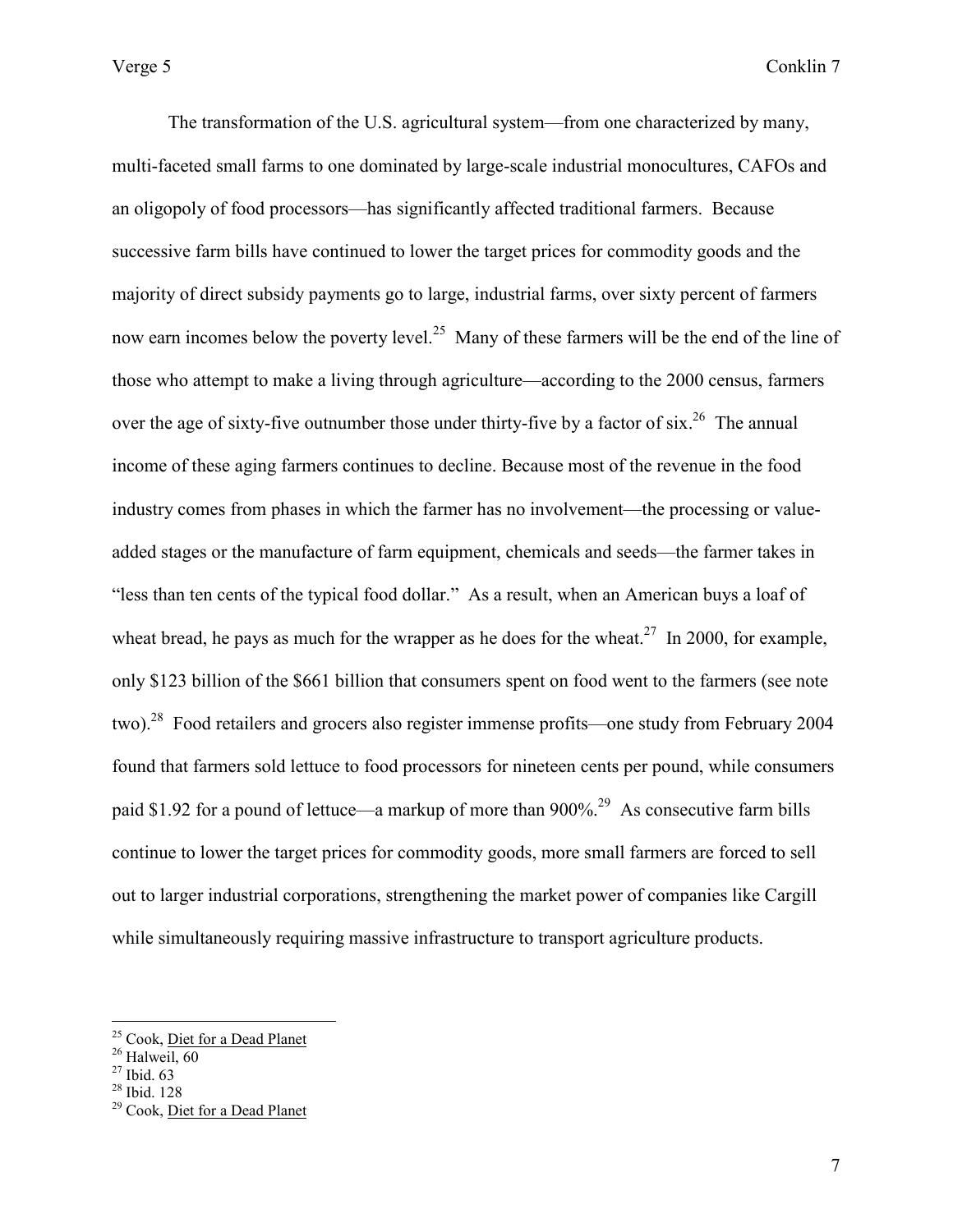The transformation of the U.S. agricultural system—from one characterized by many, multi-faceted small farms to one dominated by large-scale industrial monocultures, CAFOs and an oligopoly of food processors—has significantly affected traditional farmers. Because successive farm bills have continued to lower the target prices for commodity goods and the majority of direct subsidy payments go to large, industrial farms, over sixty percent of farmers now earn incomes below the poverty level.[25] Many of these farmers will be the end of the line of those who attempt to make a living through agriculture—according to the 2000 census, farmers over the age of sixty-five outnumber those under thirty-five by a factor of six.[26] The annual income of these aging farmers continues to decline. Because most of the revenue in the food industry comes from phases in which the farmer has no involvement—the processing or value-added stages or the manufacture of farm equipment, chemicals and seeds—the farmer takes in "less than ten cents of the typical food dollar." As a result, when an American buys a loaf of wheat bread, he pays as much for the wrapper as he does for the wheat.[27] In 2000, for example, only \$123 billion of the \$661 billion that consumers spent on food went to the farmers (see note two).[28] Food retailers and grocers also register immense profits—one study from February 2004 found that farmers sold lettuce to food processors for nineteen cents per pound, while consumers paid \$1.92 for a pound of lettuce—a markup of more than 900%.[29] As consecutive farm bills continue to lower the target prices for commodity goods, more small farmers are forced to sell out to larger industrial corporations, strengthening the market power of companies like Cargill while simultaneously requiring massive infrastructure to transport agriculture products.

---

[25] Cook, Diet for a Dead Planet

[26] Halweil, 60

[27] Ibid. 63

[28] Ibid. 128

[29] Cook, Diet for a Dead Planet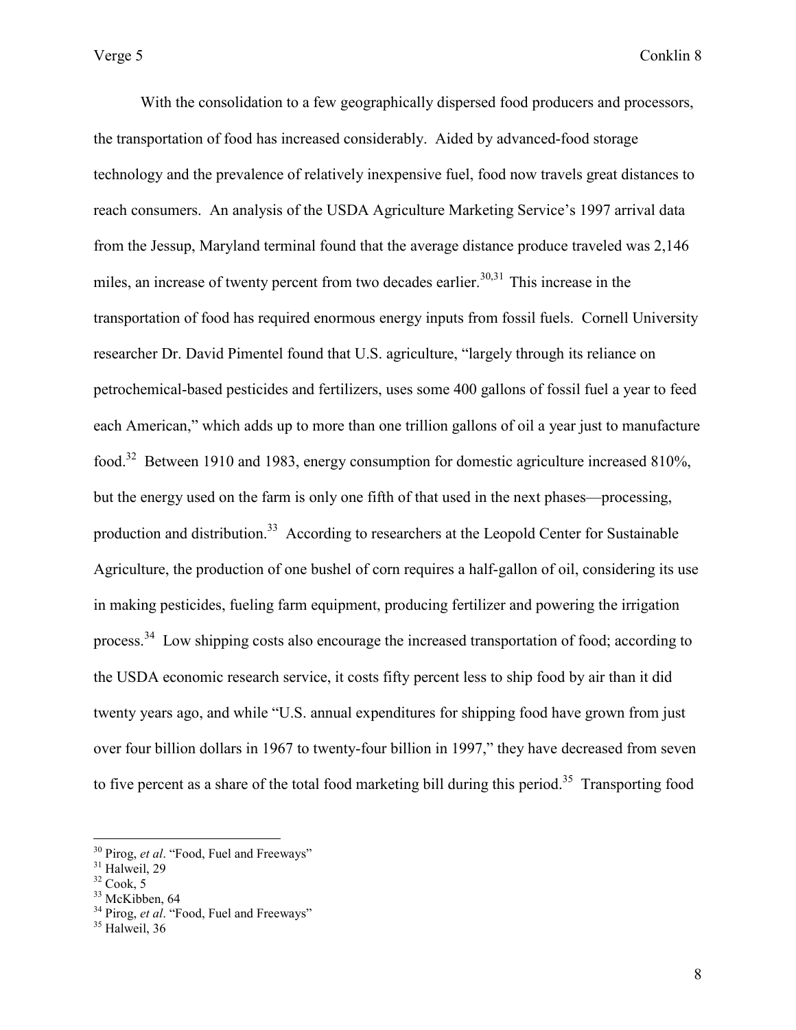With the consolidation to a few geographically dispersed food producers and processors, the transportation of food has increased considerably. Aided by advanced-food storage technology and the prevalence of relatively inexpensive fuel, food now travels great distances to reach consumers. An analysis of the USDA Agriculture Marketing Service's 1997 arrival data from the Jessup, Maryland terminal found that the average distance produce traveled was 2,146 miles, an increase of twenty percent from two decades earlier.[30,31] This increase in the transportation of food has required enormous energy inputs from fossil fuels. Cornell University researcher Dr. David Pimentel found that U.S. agriculture, "largely through its reliance on petrochemical-based pesticides and fertilizers, uses some 400 gallons of fossil fuel a year to feed each American," which adds up to more than one trillion gallons of oil a year just to manufacture food.[32] Between 1910 and 1983, energy consumption for domestic agriculture increased 810%, but the energy used on the farm is only one fifth of that used in the next phases—processing, production and distribution.[33] According to researchers at the Leopold Center for Sustainable Agriculture, the production of one bushel of corn requires a half-gallon of oil, considering its use in making pesticides, fueling farm equipment, producing fertilizer and powering the irrigation process.[34] Low shipping costs also encourage the increased transportation of food; according to the USDA economic research service, it costs fifty percent less to ship food by air than it did twenty years ago, and while "U.S. annual expenditures for shipping food have grown from just over four billion dollars in 1967 to twenty-four billion in 1997," they have decreased from seven to five percent as a share of the total food marketing bill during this period.[35] Transporting food

---

[30] Pirog, *et al*. "Food, Fuel and Freeways"
[31] Halweil, 29
[32] Cook, 5
[33] McKibben, 64
[34] Pirog, *et al*. "Food, Fuel and Freeways"
[35] Halweil, 36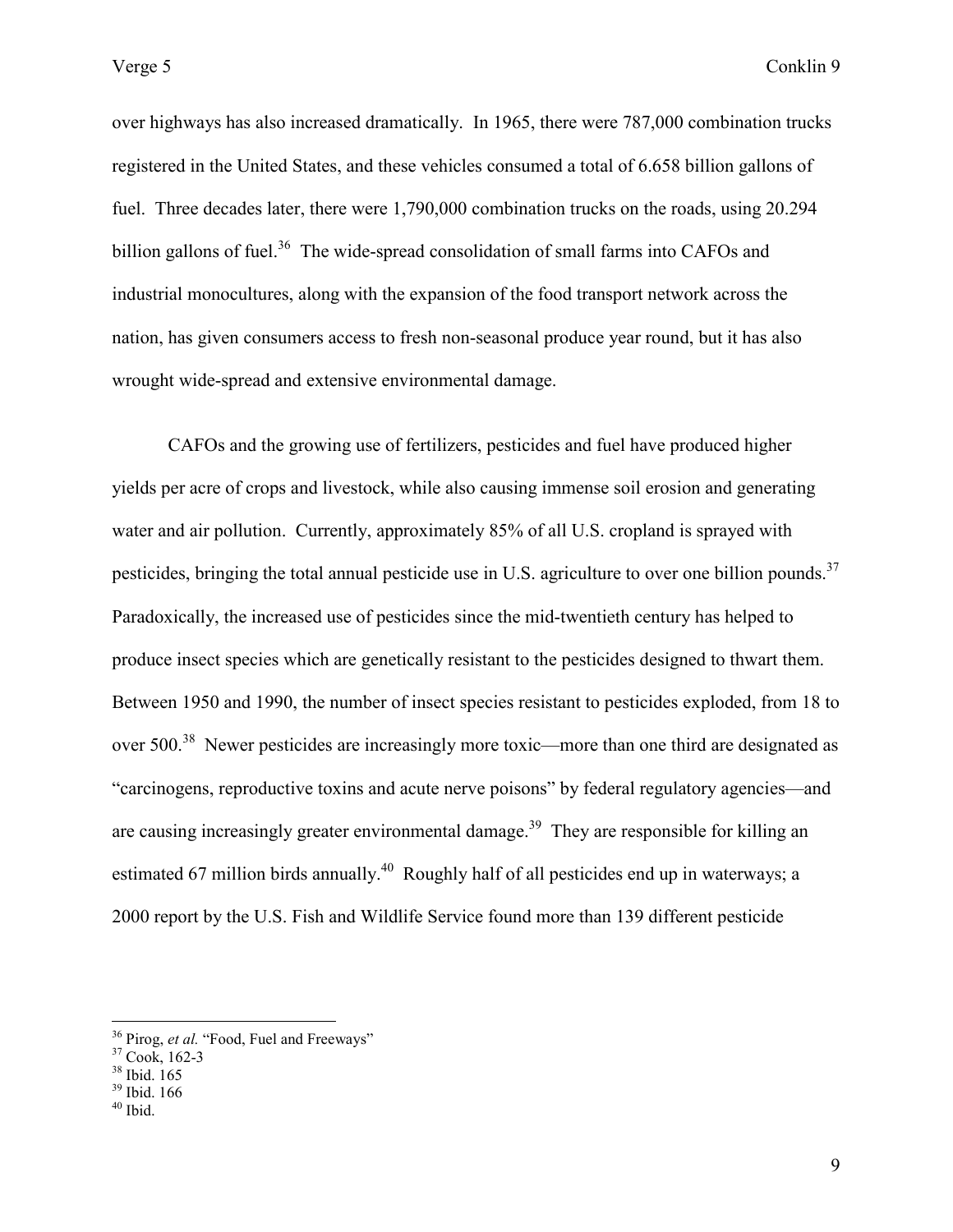over highways has also increased dramatically. In 1965, there were 787,000 combination trucks registered in the United States, and these vehicles consumed a total of 6.658 billion gallons of fuel. Three decades later, there were 1,790,000 combination trucks on the roads, using 20.294 billion gallons of fuel.[36] The wide-spread consolidation of small farms into CAFOs and industrial monocultures, along with the expansion of the food transport network across the nation, has given consumers access to fresh non-seasonal produce year round, but it has also wrought wide-spread and extensive environmental damage.

CAFOs and the growing use of fertilizers, pesticides and fuel have produced higher yields per acre of crops and livestock, while also causing immense soil erosion and generating water and air pollution. Currently, approximately 85% of all U.S. cropland is sprayed with pesticides, bringing the total annual pesticide use in U.S. agriculture to over one billion pounds.[37] Paradoxically, the increased use of pesticides since the mid-twentieth century has helped to produce insect species which are genetically resistant to the pesticides designed to thwart them. Between 1950 and 1990, the number of insect species resistant to pesticides exploded, from 18 to over 500.[38] Newer pesticides are increasingly more toxic—more than one third are designated as "carcinogens, reproductive toxins and acute nerve poisons" by federal regulatory agencies—and are causing increasingly greater environmental damage.[39] They are responsible for killing an estimated 67 million birds annually.[40] Roughly half of all pesticides end up in waterways; a 2000 report by the U.S. Fish and Wildlife Service found more than 139 different pesticide

---

[36] Pirog, *et al.* "Food, Fuel and Freeways"
[37] Cook, 162-3
[38] Ibid. 165
[39] Ibid. 166
[40] Ibid.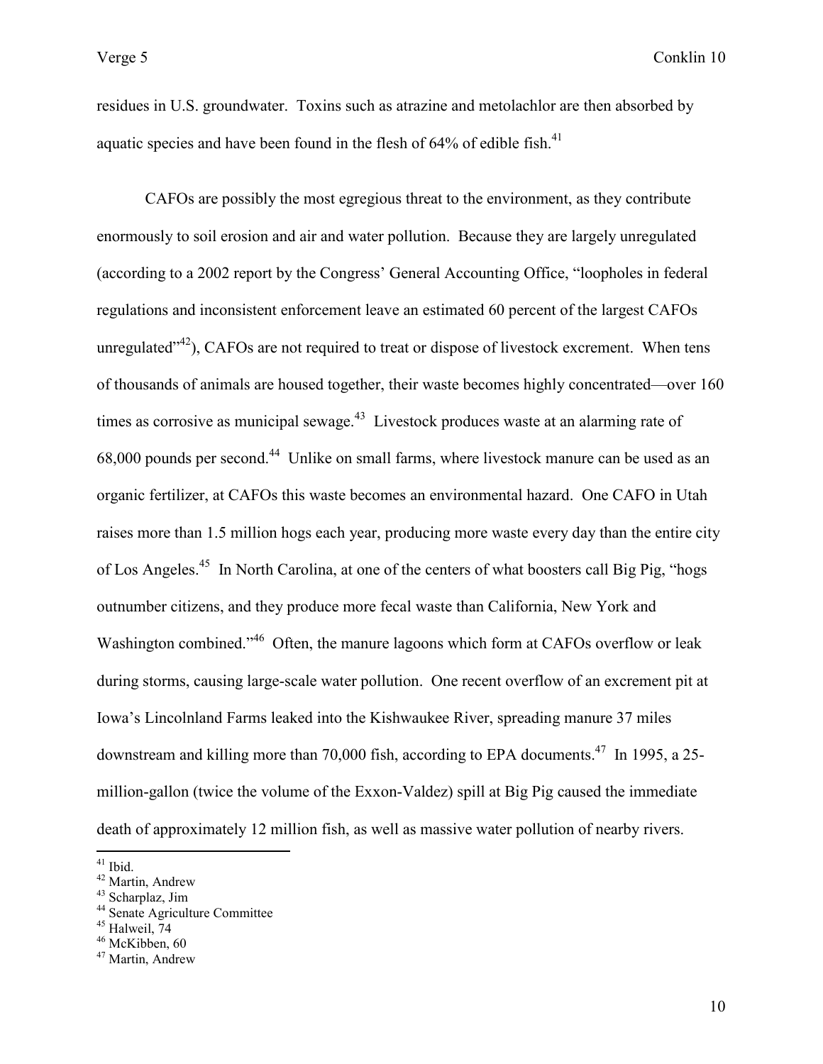residues in U.S. groundwater. Toxins such as atrazine and metolachlor are then absorbed by aquatic species and have been found in the flesh of 64% of edible fish.[41]

CAFOs are possibly the most egregious threat to the environment, as they contribute enormously to soil erosion and air and water pollution. Because they are largely unregulated (according to a 2002 report by the Congress' General Accounting Office, "loopholes in federal regulations and inconsistent enforcement leave an estimated 60 percent of the largest CAFOs unregulated"[42]), CAFOs are not required to treat or dispose of livestock excrement. When tens of thousands of animals are housed together, their waste becomes highly concentrated—over 160 times as corrosive as municipal sewage.[43] Livestock produces waste at an alarming rate of 68,000 pounds per second.[44] Unlike on small farms, where livestock manure can be used as an organic fertilizer, at CAFOs this waste becomes an environmental hazard. One CAFO in Utah raises more than 1.5 million hogs each year, producing more waste every day than the entire city of Los Angeles.[45] In North Carolina, at one of the centers of what boosters call Big Pig, "hogs outnumber citizens, and they produce more fecal waste than California, New York and Washington combined."[46] Often, the manure lagoons which form at CAFOs overflow or leak during storms, causing large-scale water pollution. One recent overflow of an excrement pit at Iowa's Lincolnland Farms leaked into the Kishwaukee River, spreading manure 37 miles downstream and killing more than 70,000 fish, according to EPA documents.[47] In 1995, a 25-million-gallon (twice the volume of the Exxon-Valdez) spill at Big Pig caused the immediate death of approximately 12 million fish, as well as massive water pollution of nearby rivers.

---

[41] Ibid.
[42] Martin, Andrew
[43] Scharplaz, Jim
[44] Senate Agriculture Committee
[45] Halweil, 74
[46] McKibben, 60
[47] Martin, Andrew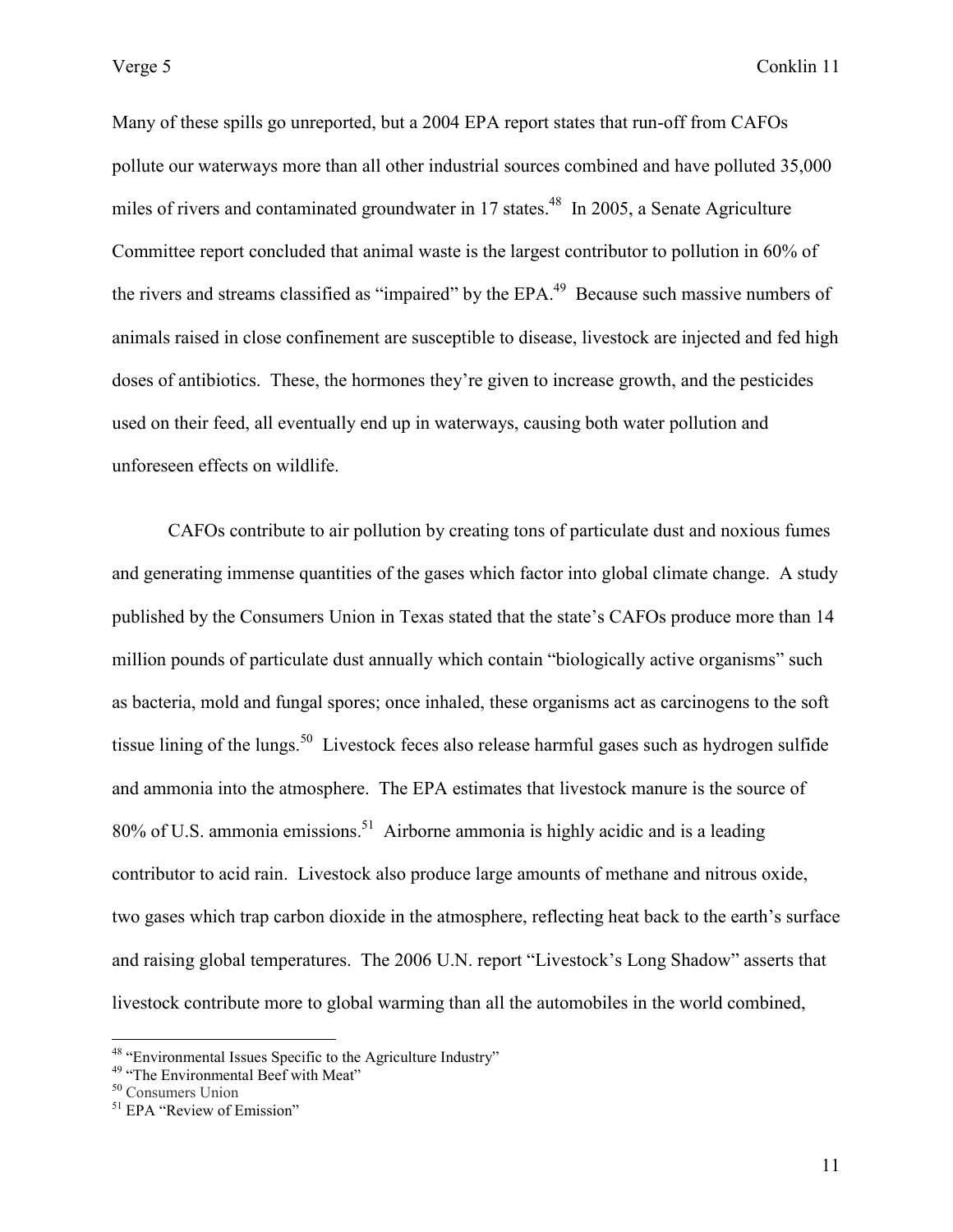Many of these spills go unreported, but a 2004 EPA report states that run-off from CAFOs pollute our waterways more than all other industrial sources combined and have polluted 35,000 miles of rivers and contaminated groundwater in 17 states.[48] In 2005, a Senate Agriculture Committee report concluded that animal waste is the largest contributor to pollution in 60% of the rivers and streams classified as "impaired" by the EPA.[49] Because such massive numbers of animals raised in close confinement are susceptible to disease, livestock are injected and fed high doses of antibiotics. These, the hormones they're given to increase growth, and the pesticides used on their feed, all eventually end up in waterways, causing both water pollution and unforeseen effects on wildlife.

CAFOs contribute to air pollution by creating tons of particulate dust and noxious fumes and generating immense quantities of the gases which factor into global climate change. A study published by the Consumers Union in Texas stated that the state's CAFOs produce more than 14 million pounds of particulate dust annually which contain "biologically active organisms" such as bacteria, mold and fungal spores; once inhaled, these organisms act as carcinogens to the soft tissue lining of the lungs.[50] Livestock feces also release harmful gases such as hydrogen sulfide and ammonia into the atmosphere. The EPA estimates that livestock manure is the source of 80% of U.S. ammonia emissions.[51] Airborne ammonia is highly acidic and is a leading contributor to acid rain. Livestock also produce large amounts of methane and nitrous oxide, two gases which trap carbon dioxide in the atmosphere, reflecting heat back to the earth's surface and raising global temperatures. The 2006 U.N. report "Livestock's Long Shadow" asserts that livestock contribute more to global warming than all the automobiles in the world combined,

---

[48] "Environmental Issues Specific to the Agriculture Industry"

[49] "The Environmental Beef with Meat"

[50] Consumers Union

[51] EPA "Review of Emission"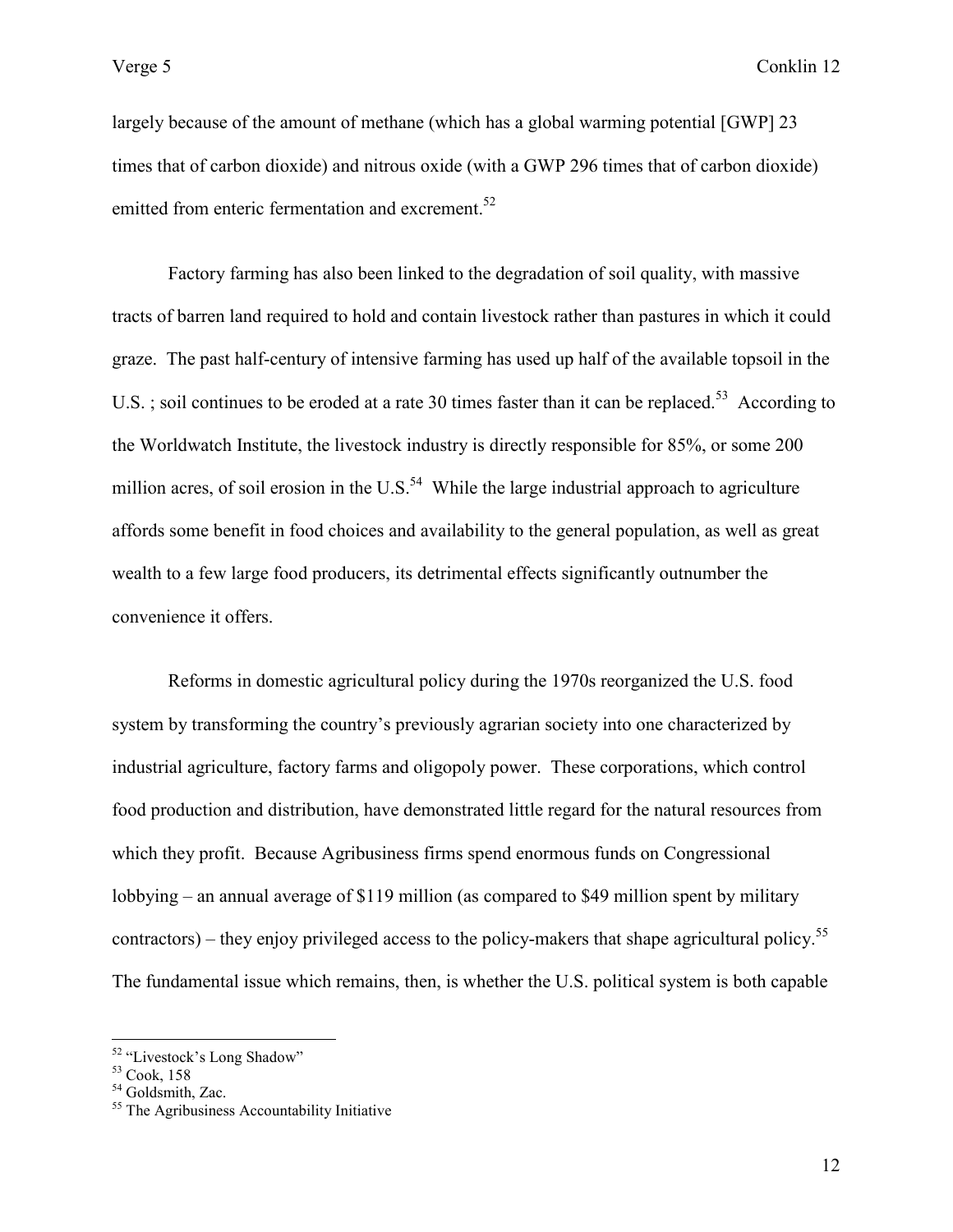largely because of the amount of methane (which has a global warming potential [GWP] 23 times that of carbon dioxide) and nitrous oxide (with a GWP 296 times that of carbon dioxide) emitted from enteric fermentation and excrement.[52]

Factory farming has also been linked to the degradation of soil quality, with massive tracts of barren land required to hold and contain livestock rather than pastures in which it could graze. The past half-century of intensive farming has used up half of the available topsoil in the U.S. ; soil continues to be eroded at a rate 30 times faster than it can be replaced.[53] According to the Worldwatch Institute, the livestock industry is directly responsible for 85%, or some 200 million acres, of soil erosion in the U.S.[54] While the large industrial approach to agriculture affords some benefit in food choices and availability to the general population, as well as great wealth to a few large food producers, its detrimental effects significantly outnumber the convenience it offers.

Reforms in domestic agricultural policy during the 1970s reorganized the U.S. food system by transforming the country's previously agrarian society into one characterized by industrial agriculture, factory farms and oligopoly power. These corporations, which control food production and distribution, have demonstrated little regard for the natural resources from which they profit. Because Agribusiness firms spend enormous funds on Congressional lobbying – an annual average of $119 million (as compared to $49 million spent by military contractors) – they enjoy privileged access to the policy-makers that shape agricultural policy.[55] The fundamental issue which remains, then, is whether the U.S. political system is both capable

---

[52] "Livestock's Long Shadow"

[53] Cook, 158

[54] Goldsmith, Zac.

[55] The Agribusiness Accountability Initiative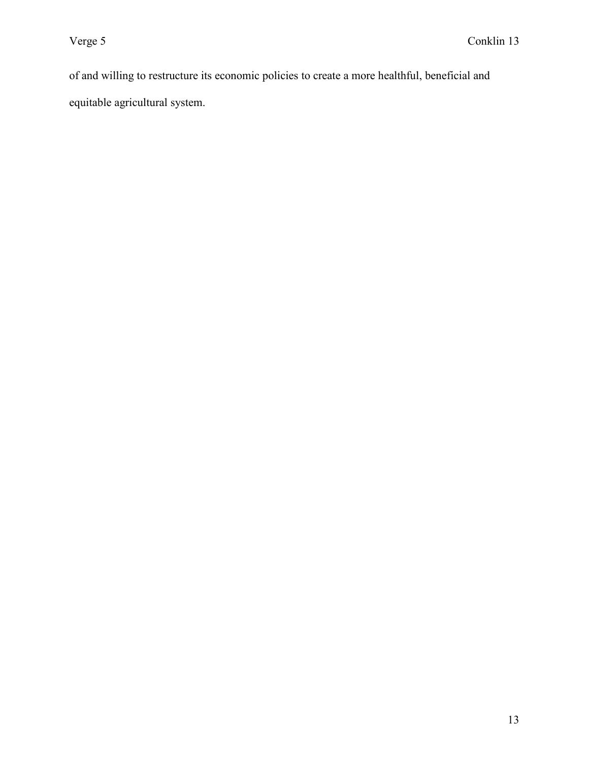of and willing to restructure its economic policies to create a more healthful, beneficial and equitable agricultural system.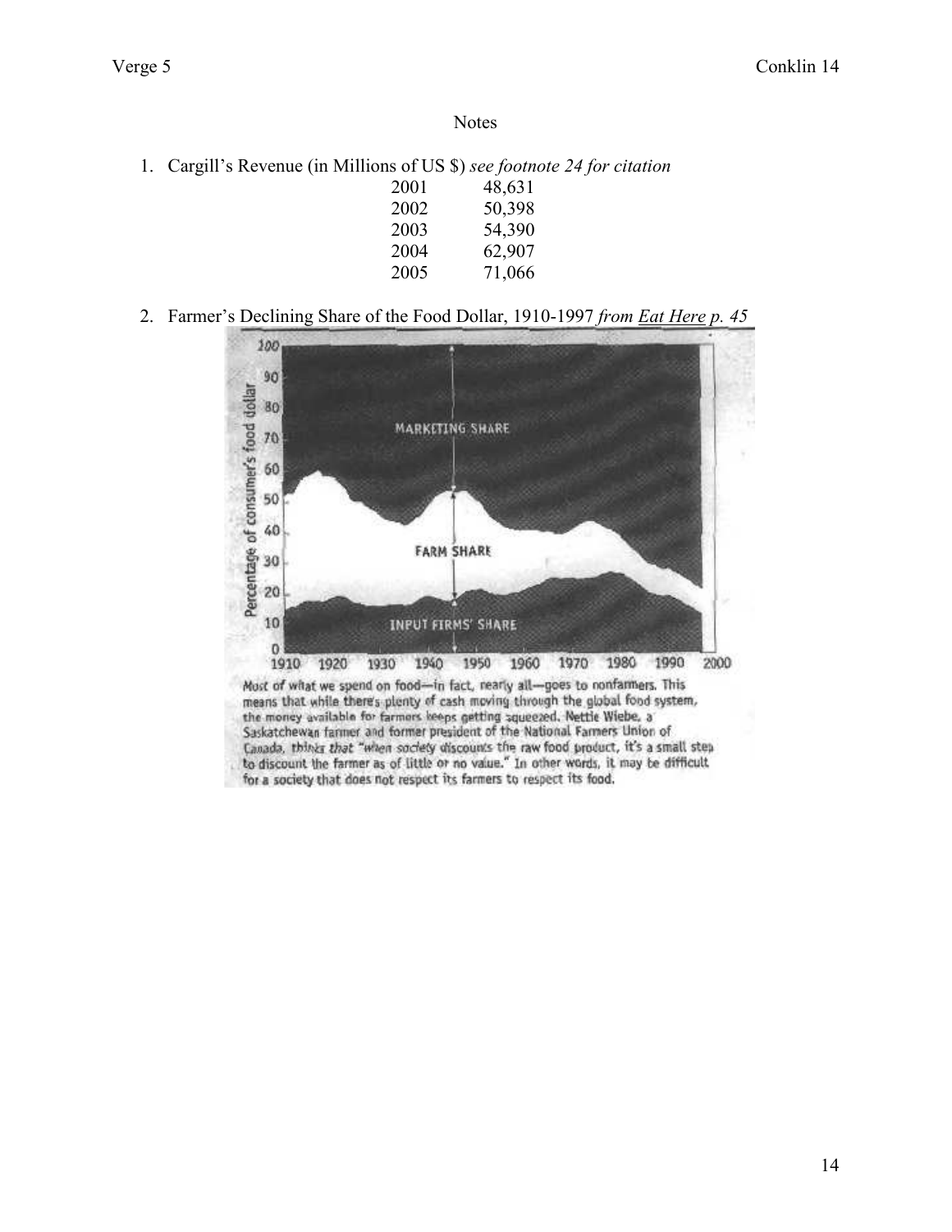Notes

1. Cargill's Revenue (in Millions of US $) *see footnote 24 for citation*

| | |
|---|---|
| 2001 | 48,631 |
| 2002 | 50,398 |
| 2003 | 54,390 |
| 2004 | 62,907 |
| 2005 | 71,066 |

2. Farmer's Declining Share of the Food Dollar, 1910-1997 *from* *Eat Here* *p. 45*

Most of what we spend on food—in fact, nearly all—goes to nonfarmers. This means that while there's plenty of cash moving through the global food system, the money available for farmers keeps getting squeezed. Nettie Wiebe, a Saskatchewan farmer and former president of the National Farmers Union of Canada, thinks that "when society discounts the raw food product, it's a small step to discount the farmer as of little or no value." In other words, it may be difficult for a society that does not respect its farmers to respect its food.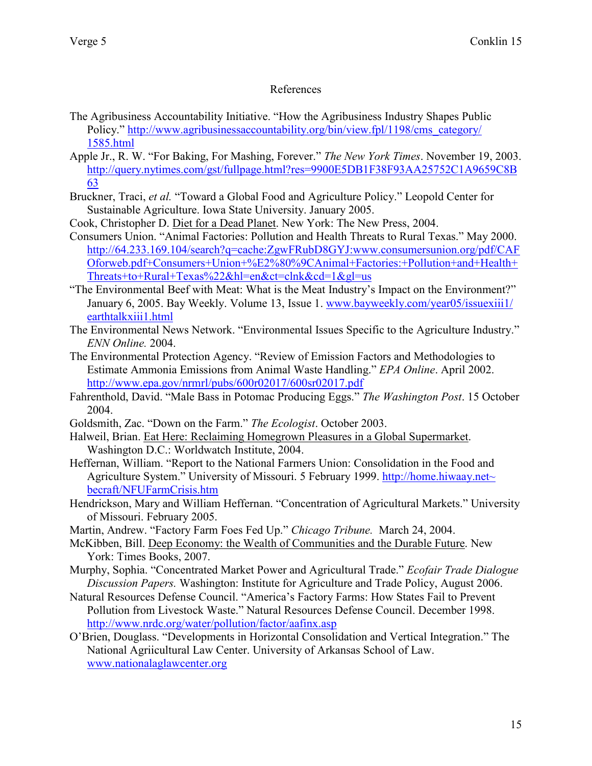# References

The Agribusiness Accountability Initiative. "How the Agribusiness Industry Shapes Public Policy." http://www.agribusinessaccountability.org/bin/view.fpl/1198/cms_category/1585.html

Apple Jr., R. W. "For Baking, For Mashing, Forever." *The New York Times*. November 19, 2003. http://query.nytimes.com/gst/fullpage.html?res=9900E5DB1F38F93AA25752C1A9659C8B63

Bruckner, Traci, *et al.* "Toward a Global Food and Agriculture Policy." Leopold Center for Sustainable Agriculture. Iowa State University. January 2005.

Cook, Christopher D. Diet for a Dead Planet. New York: The New Press, 2004.

Consumers Union. "Animal Factories: Pollution and Health Threats to Rural Texas." May 2000. http://64.233.169.104/search?q=cache:ZgwFRubD8GYJ:www.consumersunion.org/pdf/CAFOforweb.pdf+Consumers+Union+%E2%80%9CAnimal+Factories:+Pollution+and+Health+Threats+to+Rural+Texas%22&hl=en&ct=clnk&cd=1&gl=us

"The Environmental Beef with Meat: What is the Meat Industry's Impact on the Environment?" January 6, 2005. Bay Weekly. Volume 13, Issue 1. www.bayweekly.com/year05/issuexiii1/earthtalkxiii1.html

The Environmental News Network. "Environmental Issues Specific to the Agriculture Industry." *ENN Online.* 2004.

The Environmental Protection Agency. "Review of Emission Factors and Methodologies to Estimate Ammonia Emissions from Animal Waste Handling." *EPA Online*. April 2002. http://www.epa.gov/nrmrl/pubs/600r02017/600sr02017.pdf

Fahrenthold, David. "Male Bass in Potomac Producing Eggs." *The Washington Post*. 15 October 2004.

Goldsmith, Zac. "Down on the Farm." *The Ecologist*. October 2003.

Halweil, Brian. Eat Here: Reclaiming Homegrown Pleasures in a Global Supermarket. Washington D.C.: Worldwatch Institute, 2004.

Heffernan, William. "Report to the National Farmers Union: Consolidation in the Food and Agriculture System." University of Missouri. 5 February 1999. http://home.hiwaay.net~becraft/NFUFarmCrisis.htm

Hendrickson, Mary and William Heffernan. "Concentration of Agricultural Markets." University of Missouri. February 2005.

Martin, Andrew. "Factory Farm Foes Fed Up." *Chicago Tribune.* March 24, 2004.

McKibben, Bill. Deep Economy: the Wealth of Communities and the Durable Future. New York: Times Books, 2007.

Murphy, Sophia. "Concentrated Market Power and Agricultural Trade." *Ecofair Trade Dialogue Discussion Papers.* Washington: Institute for Agriculture and Trade Policy, August 2006.

Natural Resources Defense Council. "America's Factory Farms: How States Fail to Prevent Pollution from Livestock Waste." Natural Resources Defense Council. December 1998. http://www.nrdc.org/water/pollution/factor/aafinx.asp

O'Brien, Douglass. "Developments in Horizontal Consolidation and Vertical Integration." The National Agriicultural Law Center. University of Arkansas School of Law. www.nationalaglawcenter.org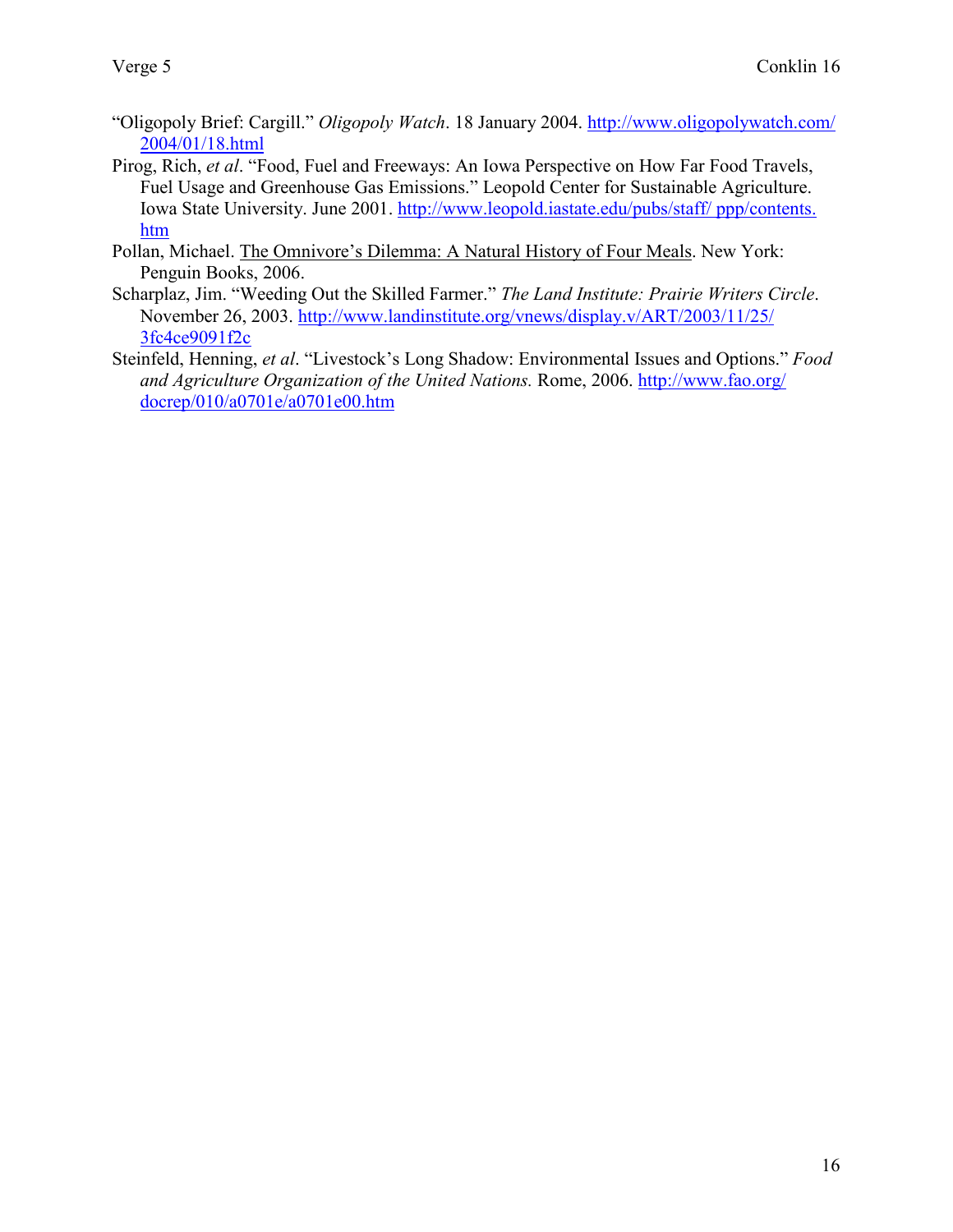"Oligopoly Brief: Cargill." *Oligopoly Watch*. 18 January 2004. http://www.oligopolywatch.com/2004/01/18.html

Pirog, Rich, *et al*. "Food, Fuel and Freeways: An Iowa Perspective on How Far Food Travels, Fuel Usage and Greenhouse Gas Emissions." Leopold Center for Sustainable Agriculture. Iowa State University. June 2001. http://www.leopold.iastate.edu/pubs/staff/ ppp/contents.htm

Pollan, Michael. The Omnivore's Dilemma: A Natural History of Four Meals. New York: Penguin Books, 2006.

Scharplaz, Jim. "Weeding Out the Skilled Farmer." *The Land Institute: Prairie Writers Circle*. November 26, 2003. http://www.landinstitute.org/vnews/display.v/ART/2003/11/25/3fc4ce9091f2c

Steinfeld, Henning, *et al*. "Livestock's Long Shadow: Environmental Issues and Options." *Food and Agriculture Organization of the United Nations.* Rome, 2006. http://www.fao.org/docrep/010/a0701e/a0701e00.htm